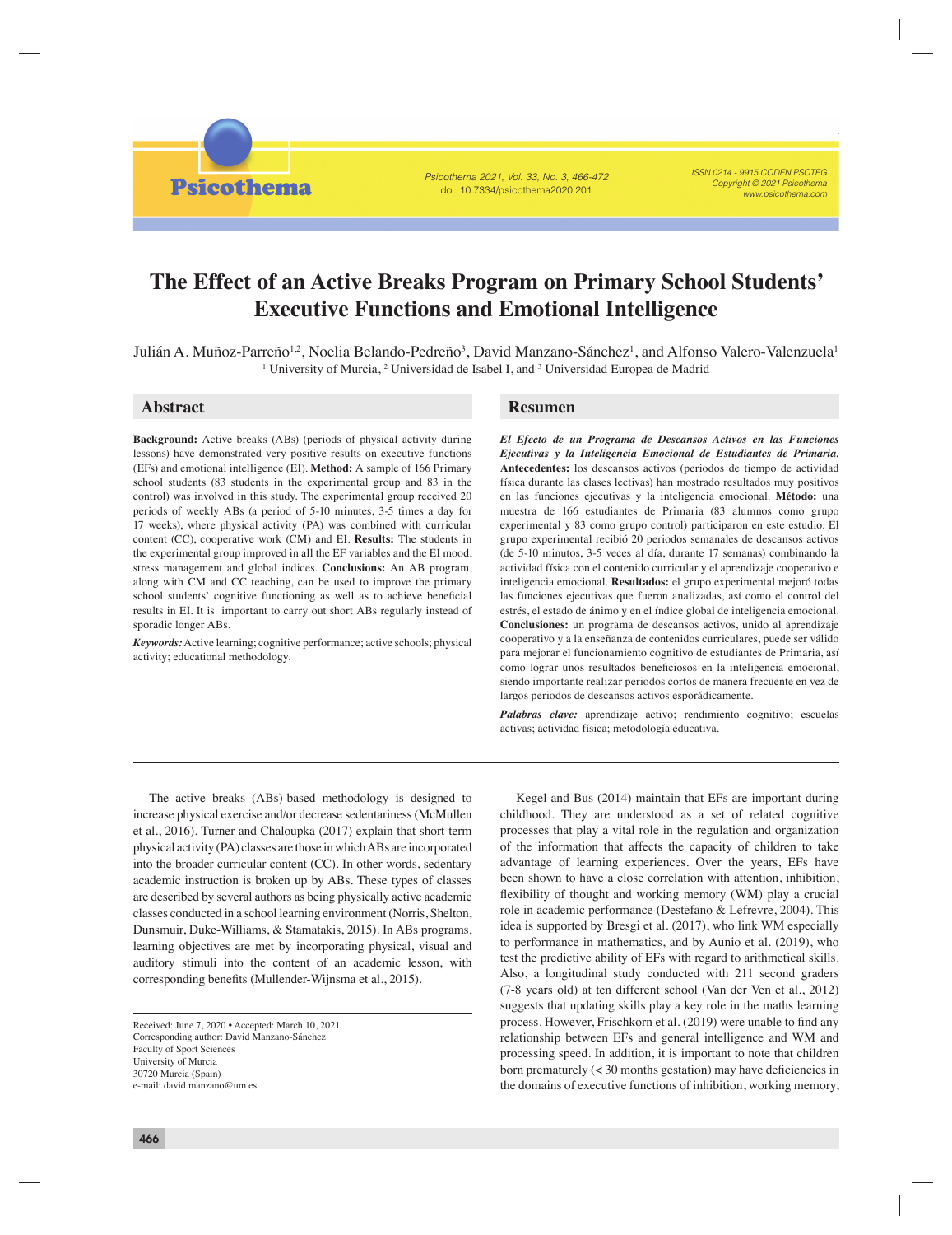# The Effect of an Active Breaks Program on Primary School Students' Executive Functions and Emotional Intelligence

Julián A. Muñoz-Parreño[1,2], Noelia Belando-Pedreño[3], David Manzano-Sánchez[1], and Alfonso Valero-Valenzuela[1]

[1] University of Murcia, [2] Universidad de Isabel I, and [3] Universidad Europea de Madrid

## Abstract

**Background:** Active breaks (ABs) (periods of physical activity during lessons) have demonstrated very positive results on executive functions (EFs) and emotional intelligence (EI). **Method:** A sample of 166 Primary school students (83 students in the experimental group and 83 in the control) was involved in this study. The experimental group received 20 periods of weekly ABs (a period of 5-10 minutes, 3-5 times a day for 17 weeks), where physical activity (PA) was combined with curricular content (CC), cooperative work (CM) and EI. **Results:** The students in the experimental group improved in all the EF variables and the EI mood, stress management and global indices. **Conclusions:** An AB program, along with CM and CC teaching, can be used to improve the primary school students' cognitive functioning as well as to achieve beneficial results in EI. It is important to carry out short ABs regularly instead of sporadic longer ABs.

***Keywords:*** Active learning; cognitive performance; active schools; physical activity; educational methodology.

## Resumen

***El Efecto de un Programa de Descansos Activos en las Funciones Ejecutivas y la Inteligencia Emocional de Estudiantes de Primaria.*** **Antecedentes:** los descansos activos (periodos de tiempo de actividad física durante las clases lectivas) han mostrado resultados muy positivos en las funciones ejecutivas y la inteligencia emocional. **Método:** una muestra de 166 estudiantes de Primaria (83 alumnos como grupo experimental y 83 como grupo control) participaron en este estudio. El grupo experimental recibió 20 periodos semanales de descansos activos (de 5-10 minutos, 3-5 veces al día, durante 17 semanas) combinando la actividad física con el contenido curricular y el aprendizaje cooperativo e inteligencia emocional. **Resultados:** el grupo experimental mejoró todas las funciones ejecutivas que fueron analizadas, así como el control del estrés, el estado de ánimo y en el índice global de inteligencia emocional. **Conclusiones:** un programa de descansos activos, unido al aprendizaje cooperativo y a la enseñanza de contenidos curriculares, puede ser válido para mejorar el funcionamiento cognitivo de estudiantes de Primaria, así como lograr unos resultados beneficiosos en la inteligencia emocional, siendo importante realizar periodos cortos de manera frecuente en vez de largos periodos de descansos activos esporádicamente.

***Palabras clave:*** aprendizaje activo; rendimiento cognitivo; escuelas activas; actividad física; metodología educativa.

---

The active breaks (ABs)-based methodology is designed to increase physical exercise and/or decrease sedentariness (McMullen et al., 2016). Turner and Chaloupka (2017) explain that short-term physical activity (PA) classes are those in which ABs are incorporated into the broader curricular content (CC). In other words, sedentary academic instruction is broken up by ABs. These types of classes are described by several authors as being physically active academic classes conducted in a school learning environment (Norris, Shelton, Dunsmuir, Duke-Williams, & Stamatakis, 2015). In ABs programs, learning objectives are met by incorporating physical, visual and auditory stimuli into the content of an academic lesson, with corresponding benefits (Mullender-Wijnsma et al., 2015).

Received: June 7, 2020 • Accepted: March 10, 2021
Corresponding author: David Manzano-Sánchez
Faculty of Sport Sciences
University of Murcia
30720 Murcia (Spain)
e-mail: david.manzano@um.es

Kegel and Bus (2014) maintain that EFs are important during childhood. They are understood as a set of related cognitive processes that play a vital role in the regulation and organization of the information that affects the capacity of children to take advantage of learning experiences. Over the years, EFs have been shown to have a close correlation with attention, inhibition, flexibility of thought and working memory (WM) play a crucial role in academic performance (Destefano & Lefrevre, 2004). This idea is supported by Bresgi et al. (2017), who link WM especially to performance in mathematics, and by Aunio et al. (2019), who test the predictive ability of EFs with regard to arithmetical skills. Also, a longitudinal study conducted with 211 second graders (7-8 years old) at ten different school (Van der Ven et al., 2012) suggests that updating skills play a key role in the maths learning process. However, Frischkorn et al. (2019) were unable to find any relationship between EFs and general intelligence and WM and processing speed. In addition, it is important to note that children born prematurely (< 30 months gestation) may have deficiencies in the domains of executive functions of inhibition, working memory,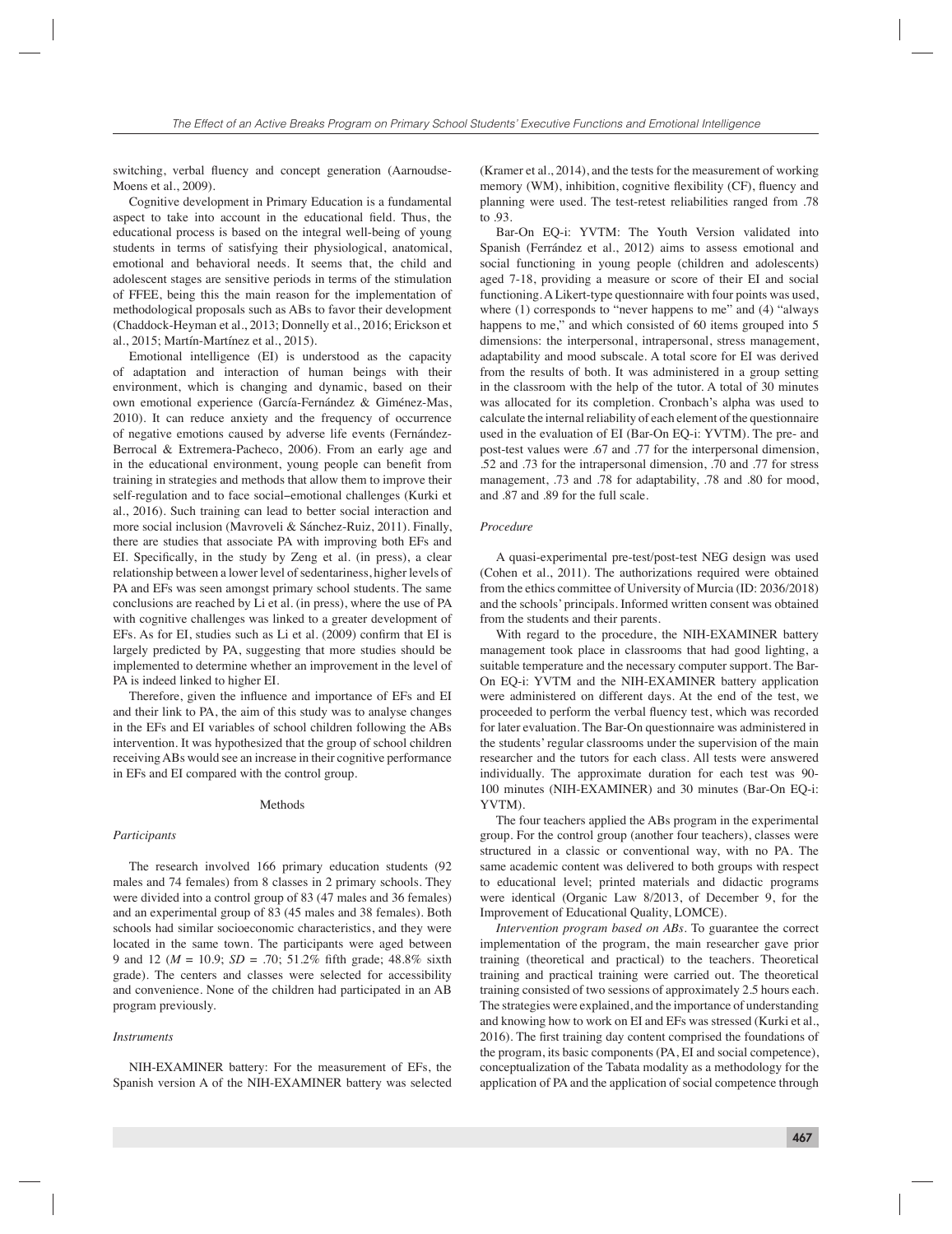switching, verbal fluency and concept generation (Aarnoudse-Moens et al., 2009).

Cognitive development in Primary Education is a fundamental aspect to take into account in the educational field. Thus, the educational process is based on the integral well-being of young students in terms of satisfying their physiological, anatomical, emotional and behavioral needs. It seems that, the child and adolescent stages are sensitive periods in terms of the stimulation of FFEE, being this the main reason for the implementation of methodological proposals such as ABs to favor their development (Chaddock-Heyman et al., 2013; Donnelly et al., 2016; Erickson et al., 2015; Martín-Martínez et al., 2015).

Emotional intelligence (EI) is understood as the capacity of adaptation and interaction of human beings with their environment, which is changing and dynamic, based on their own emotional experience (García-Fernández & Giménez-Mas, 2010). It can reduce anxiety and the frequency of occurrence of negative emotions caused by adverse life events (Fernández-Berrocal & Extremera-Pacheco, 2006). From an early age and in the educational environment, young people can benefit from training in strategies and methods that allow them to improve their self-regulation and to face social–emotional challenges (Kurki et al., 2016). Such training can lead to better social interaction and more social inclusion (Mavroveli & Sánchez-Ruiz, 2011). Finally, there are studies that associate PA with improving both EFs and EI. Specifically, in the study by Zeng et al. (in press), a clear relationship between a lower level of sedentariness, higher levels of PA and EFs was seen amongst primary school students. The same conclusions are reached by Li et al. (in press), where the use of PA with cognitive challenges was linked to a greater development of EFs. As for EI, studies such as Li et al. (2009) confirm that EI is largely predicted by PA, suggesting that more studies should be implemented to determine whether an improvement in the level of PA is indeed linked to higher EI.

Therefore, given the influence and importance of EFs and EI and their link to PA, the aim of this study was to analyse changes in the EFs and EI variables of school children following the ABs intervention. It was hypothesized that the group of school children receiving ABs would see an increase in their cognitive performance in EFs and EI compared with the control group.

## Methods

### *Participants*

The research involved 166 primary education students (92 males and 74 females) from 8 classes in 2 primary schools. They were divided into a control group of 83 (47 males and 36 females) and an experimental group of 83 (45 males and 38 females). Both schools had similar socioeconomic characteristics, and they were located in the same town. The participants were aged between 9 and 12 ($M$ = 10.9; $SD$ = .70; 51.2% fifth grade; 48.8% sixth grade). The centers and classes were selected for accessibility and convenience. None of the children had participated in an AB program previously.

### *Instruments*

NIH-EXAMINER battery: For the measurement of EFs, the Spanish version A of the NIH-EXAMINER battery was selected (Kramer et al., 2014), and the tests for the measurement of working memory (WM), inhibition, cognitive flexibility (CF), fluency and planning were used. The test-retest reliabilities ranged from .78 to .93.

Bar-On EQ-i: YVTM: The Youth Version validated into Spanish (Ferrández et al., 2012) aims to assess emotional and social functioning in young people (children and adolescents) aged 7-18, providing a measure or score of their EI and social functioning. A Likert-type questionnaire with four points was used, where (1) corresponds to "never happens to me" and (4) "always happens to me," and which consisted of 60 items grouped into 5 dimensions: the interpersonal, intrapersonal, stress management, adaptability and mood subscale. A total score for EI was derived from the results of both. It was administered in a group setting in the classroom with the help of the tutor. A total of 30 minutes was allocated for its completion. Cronbach's alpha was used to calculate the internal reliability of each element of the questionnaire used in the evaluation of EI (Bar-On EQ-i: YVTM). The pre- and post-test values were .67 and .77 for the interpersonal dimension, .52 and .73 for the intrapersonal dimension, .70 and .77 for stress management, .73 and .78 for adaptability, .78 and .80 for mood, and .87 and .89 for the full scale.

### *Procedure*

A quasi-experimental pre-test/post-test NEG design was used (Cohen et al., 2011). The authorizations required were obtained from the ethics committee of University of Murcia (ID: 2036/2018) and the schools' principals. Informed written consent was obtained from the students and their parents.

With regard to the procedure, the NIH-EXAMINER battery management took place in classrooms that had good lighting, a suitable temperature and the necessary computer support. The Bar-On EQ-i: YVTM and the NIH-EXAMINER battery application were administered on different days. At the end of the test, we proceeded to perform the verbal fluency test, which was recorded for later evaluation. The Bar-On questionnaire was administered in the students' regular classrooms under the supervision of the main researcher and the tutors for each class. All tests were answered individually. The approximate duration for each test was 90-100 minutes (NIH-EXAMINER) and 30 minutes (Bar-On EQ-i: YVTM).

The four teachers applied the ABs program in the experimental group. For the control group (another four teachers), classes were structured in a classic or conventional way, with no PA. The same academic content was delivered to both groups with respect to educational level; printed materials and didactic programs were identical (Organic Law 8/2013, of December 9, for the Improvement of Educational Quality, LOMCE).

*Intervention program based on ABs.* To guarantee the correct implementation of the program, the main researcher gave prior training (theoretical and practical) to the teachers. Theoretical training and practical training were carried out. The theoretical training consisted of two sessions of approximately 2.5 hours each. The strategies were explained, and the importance of understanding and knowing how to work on EI and EFs was stressed (Kurki et al., 2016). The first training day content comprised the foundations of the program, its basic components (PA, EI and social competence), conceptualization of the Tabata modality as a methodology for the application of PA and the application of social competence through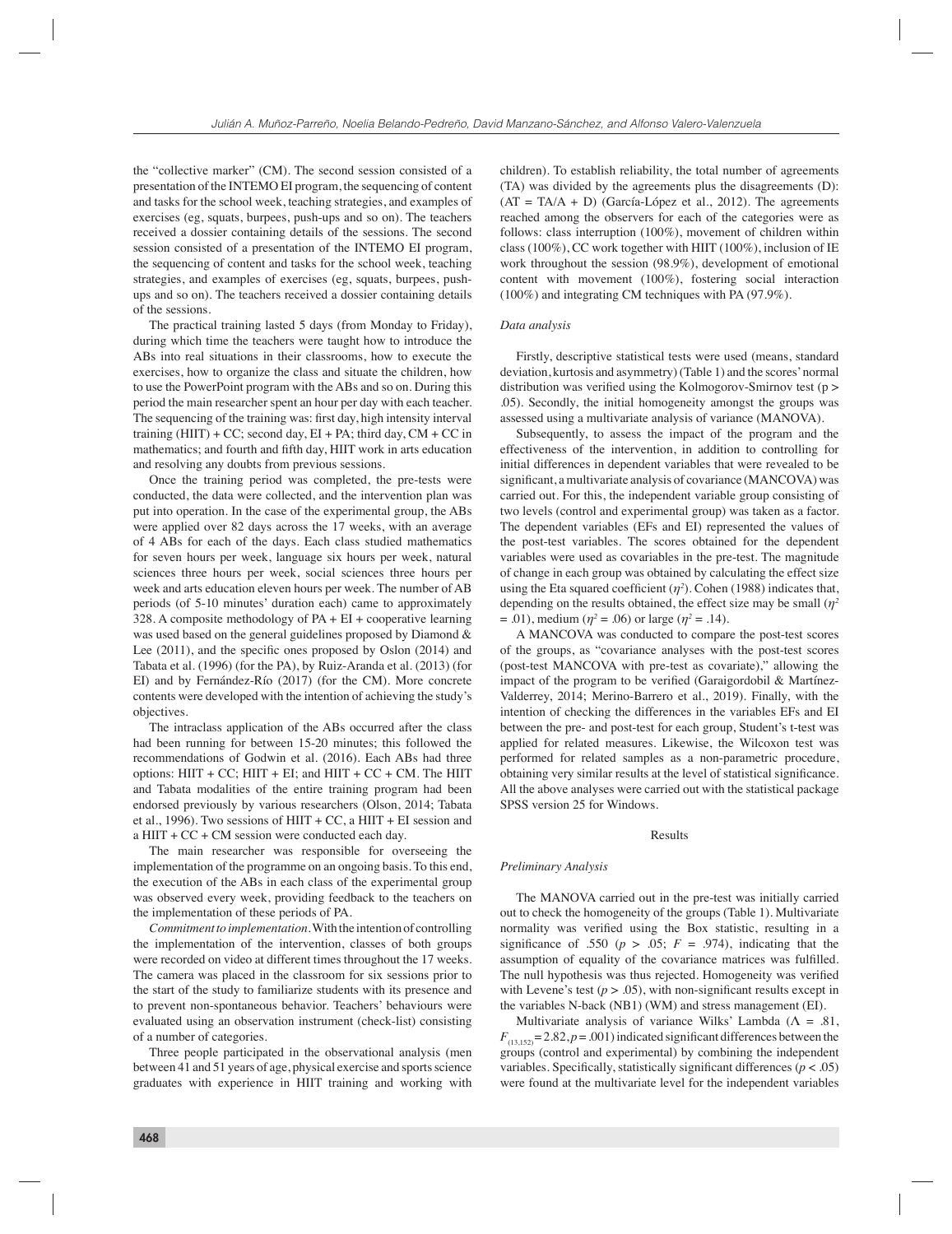the "collective marker" (CM). The second session consisted of a presentation of the INTEMO EI program, the sequencing of content and tasks for the school week, teaching strategies, and examples of exercises (eg, squats, burpees, push-ups and so on). The teachers received a dossier containing details of the sessions. The second session consisted of a presentation of the INTEMO EI program, the sequencing of content and tasks for the school week, teaching strategies, and examples of exercises (eg, squats, burpees, push-ups and so on). The teachers received a dossier containing details of the sessions.

The practical training lasted 5 days (from Monday to Friday), during which time the teachers were taught how to introduce the ABs into real situations in their classrooms, how to execute the exercises, how to organize the class and situate the children, how to use the PowerPoint program with the ABs and so on. During this period the main researcher spent an hour per day with each teacher. The sequencing of the training was: first day, high intensity interval training (HIIT) + CC; second day, EI + PA; third day, CM + CC in mathematics; and fourth and fifth day, HIIT work in arts education and resolving any doubts from previous sessions.

Once the training period was completed, the pre-tests were conducted, the data were collected, and the intervention plan was put into operation. In the case of the experimental group, the ABs were applied over 82 days across the 17 weeks, with an average of 4 ABs for each of the days. Each class studied mathematics for seven hours per week, language six hours per week, natural sciences three hours per week, social sciences three hours per week and arts education eleven hours per week. The number of AB periods (of 5-10 minutes' duration each) came to approximately 328. A composite methodology of PA + EI + cooperative learning was used based on the general guidelines proposed by Diamond & Lee (2011), and the specific ones proposed by Oslon (2014) and Tabata et al. (1996) (for the PA), by Ruiz-Aranda et al. (2013) (for EI) and by Fernández-Río (2017) (for the CM). More concrete contents were developed with the intention of achieving the study's objectives.

The intraclass application of the ABs occurred after the class had been running for between 15-20 minutes; this followed the recommendations of Godwin et al. (2016). Each ABs had three options: HIIT + CC; HIIT + EI; and HIIT + CC + CM. The HIIT and Tabata modalities of the entire training program had been endorsed previously by various researchers (Olson, 2014; Tabata et al., 1996). Two sessions of HIIT + CC, a HIIT + EI session and a HIIT + CC + CM session were conducted each day.

The main researcher was responsible for overseeing the implementation of the programme on an ongoing basis. To this end, the execution of the ABs in each class of the experimental group was observed every week, providing feedback to the teachers on the implementation of these periods of PA.

*Commitment to implementation*. With the intention of controlling the implementation of the intervention, classes of both groups were recorded on video at different times throughout the 17 weeks. The camera was placed in the classroom for six sessions prior to the start of the study to familiarize students with its presence and to prevent non-spontaneous behavior. Teachers' behaviours were evaluated using an observation instrument (check-list) consisting of a number of categories.

Three people participated in the observational analysis (men between 41 and 51 years of age, physical exercise and sports science graduates with experience in HIIT training and working with children). To establish reliability, the total number of agreements (TA) was divided by the agreements plus the disagreements (D): (AT = TA/A + D) (García-López et al., 2012). The agreements reached among the observers for each of the categories were as follows: class interruption (100%), movement of children within class (100%), CC work together with HIIT (100%), inclusion of IE work throughout the session (98.9%), development of emotional content with movement (100%), fostering social interaction (100%) and integrating CM techniques with PA (97.9%).

### *Data analysis*

Firstly, descriptive statistical tests were used (means, standard deviation, kurtosis and asymmetry) (Table 1) and the scores' normal distribution was verified using the Kolmogorov-Smirnov test ($p > .05$). Secondly, the initial homogeneity amongst the groups was assessed using a multivariate analysis of variance (MANOVA).

Subsequently, to assess the impact of the program and the effectiveness of the intervention, in addition to controlling for initial differences in dependent variables that were revealed to be significant, a multivariate analysis of covariance (MANCOVA) was carried out. For this, the independent variable group consisting of two levels (control and experimental group) was taken as a factor. The dependent variables (EFs and EI) represented the values of the post-test variables. The scores obtained for the dependent variables were used as covariables in the pre-test. The magnitude of change in each group was obtained by calculating the effect size using the Eta squared coefficient ($\eta^2$). Cohen (1988) indicates that, depending on the results obtained, the effect size may be small ($\eta^2 = .01$), medium ($\eta^2 = .06$) or large ($\eta^2 = .14$).

A MANCOVA was conducted to compare the post-test scores of the groups, as "covariance analyses with the post-test scores (post-test MANCOVA with pre-test as covariate)," allowing the impact of the program to be verified (Garaigordobil & Martínez-Valderrey, 2014; Merino-Barrero et al., 2019). Finally, with the intention of checking the differences in the variables EFs and EI between the pre- and post-test for each group, Student's t-test was applied for related measures. Likewise, the Wilcoxon test was performed for related samples as a non-parametric procedure, obtaining very similar results at the level of statistical significance. All the above analyses were carried out with the statistical package SPSS version 25 for Windows.

## Results

### *Preliminary Analysis*

The MANOVA carried out in the pre-test was initially carried out to check the homogeneity of the groups (Table 1). Multivariate normality was verified using the Box statistic, resulting in a significance of .550 ($p > .05$; $F = .974$), indicating that the assumption of equality of the covariance matrices was fulfilled. The null hypothesis was thus rejected. Homogeneity was verified with Levene's test ($p > .05$), with non-significant results except in the variables N-back (NB1) (WM) and stress management (EI).

Multivariate analysis of variance Wilks' Lambda ($\Lambda = .81$, $F_{(13,152)} = 2.82, p = .001$) indicated significant differences between the groups (control and experimental) by combining the independent variables. Specifically, statistically significant differences ($p < .05$) were found at the multivariate level for the independent variables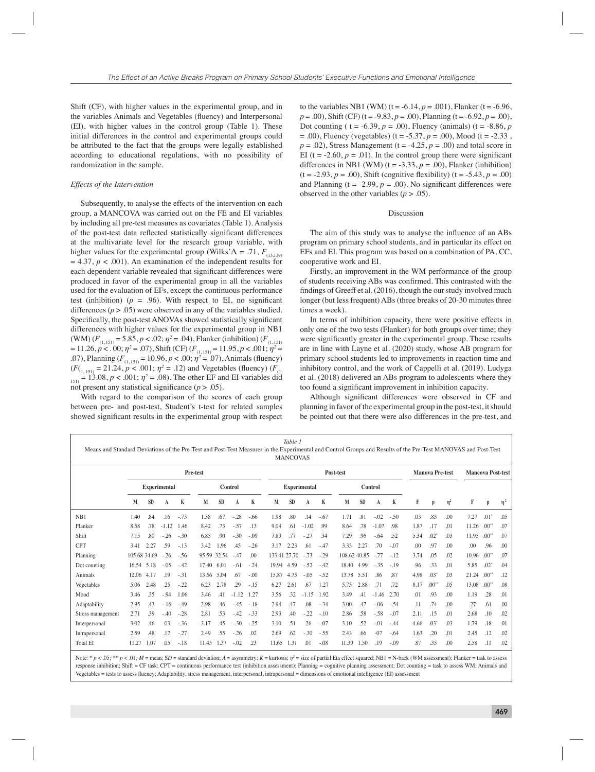Shift (CF), with higher values in the experimental group, and in the variables Animals and Vegetables (fluency) and Interpersonal (EI), with higher values in the control group (Table 1). These initial differences in the control and experimental groups could be attributed to the fact that the groups were legally established according to educational regulations, with no possibility of randomization in the sample.

### *Effects of the Intervention*

Subsequently, to analyse the effects of the intervention on each group, a MANCOVA was carried out on the FE and EI variables by including all pre-test measures as covariates (Table 1). Analysis of the post-test data reflected statistically significant differences at the multivariate level for the research group variable, with higher values for the experimental group (Wilks'$\Lambda$ = .71, $F_{(13,139)}$ = 4.37, $p$ < .001). An examination of the independent results for each dependent variable revealed that significant differences were produced in favor of the experimental group in all the variables used for the evaluation of EFs, except the continuous performance test (inhibition) ($p$ = .96). With respect to EI, no significant differences ($p$ > .05) were observed in any of the variables studied. Specifically, the post-test ANOVAs showed statistically significant differences with higher values for the experimental group in NB1 (WM) ($F_{(1, 151)}$ = 5.85, $p$ < .02; $\eta^2$ = .04), Flanker (inhibition) ($F_{(1, 151)}$ = 11.26, $p$ < . 00; $\eta^2$ = .07), Shift (CF) ($F_{(1, 151)}$ = 11.95, $p$ < .001; $\eta^2$ = .07), Planning ($F_{(1, 151)}$ = 10.96, $p$ < .00; $\eta^2$ = .07), Animals (fluency) ($F_{(1, 151)}$ = 21.24, $p$ < .001; $\eta^2$ = .12) and Vegetables (fluency) ($F_{(1, 151)}$ = 13.08, $p$ < .001; $\eta^2$ = .08). The other EF and EI variables did not present any statistical significance ($p$ > .05).

With regard to the comparison of the scores of each group between pre- and post-test, Student's t-test for related samples showed significant results in the experimental group with respect to the variables NB1 (WM) (t = -6.14, $p$ = .001), Flanker (t = -6.96, $p$ = .00), Shift (CF) (t = -9.83, $p$ = .00), Planning (t = -6.92, $p$ = .00), Dot counting ( t = -6.39, $p$ = .00), Fluency (animals) (t = -8.86, $p$ = .00), Fluency (vegetables) (t = -5.37, $p$ = .00), Mood (t = -2.33 , $p$ = .02), Stress Management (t = -4.25, $p$ = .00) and total score in EI (t = -2.60, $p$ = .01). In the control group there were significant differences in NB1 (WM) (t = -3.33, $p$ = .00), Flanker (inhibition) (t = -2.93, $p$ = .00), Shift (cognitive flexibility) (t = -5.43, $p$ = .00) and Planning (t = -2.99, $p$ = .00). No significant differences were observed in the other variables ($p$ > .05).

## Discussion

The aim of this study was to analyse the influence of an ABs program on primary school students, and in particular its effect on EFs and EI. This program was based on a combination of PA, CC, cooperative work and EI.

Firstly, an improvement in the WM performance of the group of students receiving ABs was confirmed. This contrasted with the findings of Greeff et al. (2016), though the our study involved much longer (but less frequent) ABs (three breaks of 20-30 minutes three times a week).

In terms of inhibition capacity, there were positive effects in only one of the two tests (Flanker) for both groups over time; they were significantly greater in the experimental group. These results are in line with Layne et al. (2020) study, whose AB program for primary school students led to improvements in reaction time and inhibitory control, and the work of Cappelli et al. (2019). Ludyga et al. (2018) delivered an ABs program to adolescents where they too found a significant improvement in inhibition capacity.

Although significant differences were observed in CF and planning in favor of the experimental group in the post-test, it should be pointed out that there were also differences in the pre-test, and

*Table 1*
Means and Standard Deviations of the Pre-Test and Post-Test Measures in the Experimental and Control Groups and Results of the Pre-Test MANOVAS and Post-Test MANCOVAS

| | Pre-test | | | | | | | | Post-test | | | | | | | | Manova Pre-test | | | Mancova Post-test | | |
|---|---|---|---|---|---|---|---|---|---|---|---|---|---|---|---|---|---|---|---|---|---|---|
| | Experimental | | | | Control | | | | Experimental | | | | Control | | | | | | | | | |
| | M | SD | A | K | M | SD | A | K | M | SD | A | K | M | SD | A | K | F | p | $\eta^2$ | F | p | $\eta^2$ |
| NB1 | 1.40 | .84 | .16 | -.73 | 1.38 | .67 | -.28 | -.66 | 1.98 | .80 | .14 | -.67 | 1.71 | .81 | -.02 | -.50 | .03 | .85 | .00 | 7.27 | .01* | .05 |
| Flanker | 8.58 | .78 | -1.12 | 1.46 | 8.42 | .73 | -.57 | .13 | 9.04 | .61 | -1.02 | .99 | 8.64 | .78 | -1.07 | .98 | 1.87 | .17 | .01 | 11.26 | .00** | .07 |
| Shift | 7.15 | .80 | -.26 | -.30 | 6.85 | .90 | -.30 | -.09 | 7.83 | .77 | -.27 | .34 | 7.29 | .96 | -.64 | .52 | 5.34 | .02* | .03 | 11.95 | .00** | .07 |
| CPT | 3.41 | 2.27 | .59 | -.13 | 3.42 | 1.96 | .45 | -.26 | 3.17 | 2.23 | .61 | -.47 | 3.33 | 2.27 | .70 | -.07 | .00 | .97 | .00 | .00 | .96 | .00 |
| Planning | 105.68 | 34.69 | -.26 | -.56 | 95.59 | 32.54 | -.47 | .00 | 133.41 | 27.70 | -.73 | -.29 | 108.62 | 40.85 | -.77 | -.12 | 3.74 | .05 | .02 | 10.96 | .00** | .07 |
| Dot counting | 16.54 | 5.18 | -.05 | -.42 | 17.40 | 6.01 | -.61 | -.24 | 19.94 | 4.59 | -.52 | -.42 | 18.40 | 4.99 | -.35 | -.19 | .96 | .33 | .01 | 5.85 | .02* | .04 |
| Animals | 12.06 | 4.17 | .19 | -.31 | 13.66 | 5.04 | .67 | -.00 | 15.87 | 4.75 | -.05 | -.52 | 13.78 | 5.51 | .86 | .87 | 4.98 | .03* | .03 | 21.24 | .00** | .12 |
| Vegetables | 5.06 | 2.48 | .25 | -.22 | 6.23 | 2.78 | .29 | -.15 | 6.27 | 2.61 | .67 | 1.27 | 5.75 | 2.88 | .71 | .72 | 8.17 | .00** | .05 | 13.08 | .00** | .08 |
| Mood | 3.46 | .35 | -.94 | 1.06 | 3.46 | .41 | -1.12 | 1.27 | 3.56 | .32 | -1.15 | 1.92 | 3.49 | .41 | -1.46 | 2.70 | .01 | .93 | .00 | 1.19 | .28 | .01 |
| Adaptability | 2.95 | .43 | -.16 | -.49 | 2.98 | .46 | -.45 | -.18 | 2.94 | .47 | .08 | -.34 | 3.00 | .47 | -.06 | -.54 | .11 | .74 | .00 | .27 | .61 | .00 |
| Stress management | 2.71 | .39 | -.40 | -.28 | 2.81 | .53 | -.42 | -.33 | 2.93 | .40 | -.22 | -.10 | 2.86 | .58 | -.58 | -.07 | 2.11 | .15 | .01 | 2.68 | .10 | .02 |
| Interpersonal | 3.02 | .46 | .03 | -.36 | 3.17 | .45 | -.30 | -.25 | 3.10 | .51 | .26 | -.07 | 3.10 | .52 | -.01 | -.44 | 4.66 | .03* | .03 | 1.79 | .18 | .01 |
| Intrapersonal | 2.59 | .48 | .17 | -.27 | 2.49 | .55 | -.26 | .02 | 2.69 | .62 | -.30 | -.55 | 2.43 | .66 | -07 | -.64 | 1.63 | .20 | .01 | 2.45 | .12 | .02 |
| Total EI | 11.27 | 1.07 | .05 | -.18 | 11.45 | 1.37 | -.02 | .23 | 11.65 | 1.31 | .01 | -.08 | 11.39 | 1.50 | .19 | -.09 | .87 | .35 | .00 | 2.58 | .11 | .02 |

Note: * $p$ < .05; ** $p$ < .01; $M$ = mean; $SD$ = standard deviation; $A$ = asymmetry; $K$ = kurtosis; $\eta^2$ = size of partial Eta effect squared; NB1 = N-back (WM assessment); Flanker = task to assess response inhibition; Shift = CF task; CPT = continuous performance test (inhibition assessment); Planning = cognitive planning assessment; Dot counting = task to assess WM; Animals and Vegetables = tests to assess fluency; Adaptability, stress management, interpersonal, intrapersonal = dimensions of emotional intelligence (EI) assessment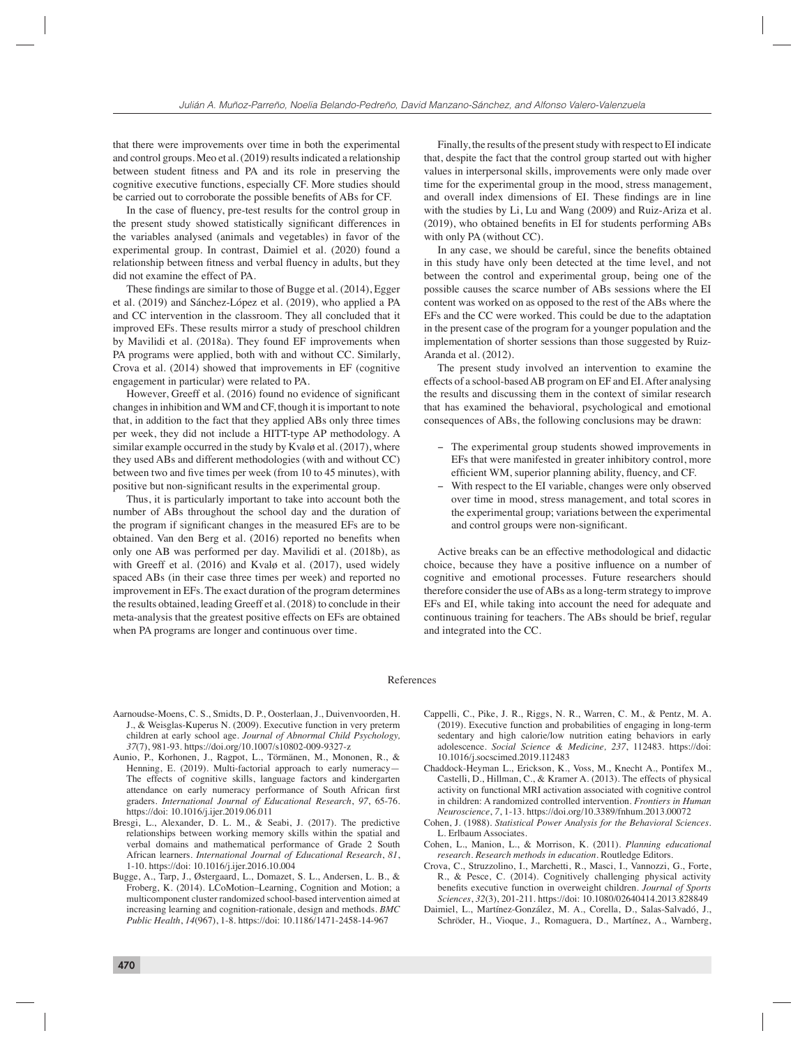that there were improvements over time in both the experimental and control groups. Meo et al. (2019) results indicated a relationship between student fitness and PA and its role in preserving the cognitive executive functions, especially CF. More studies should be carried out to corroborate the possible benefits of ABs for CF.

In the case of fluency, pre-test results for the control group in the present study showed statistically significant differences in the variables analysed (animals and vegetables) in favor of the experimental group. In contrast, Daimiel et al. (2020) found a relationship between fitness and verbal fluency in adults, but they did not examine the effect of PA.

These findings are similar to those of Bugge et al. (2014), Egger et al. (2019) and Sánchez-López et al. (2019), who applied a PA and CC intervention in the classroom. They all concluded that it improved EFs. These results mirror a study of preschool children by Mavilidi et al. (2018a). They found EF improvements when PA programs were applied, both with and without CC. Similarly, Crova et al. (2014) showed that improvements in EF (cognitive engagement in particular) were related to PA.

However, Greeff et al. (2016) found no evidence of significant changes in inhibition and WM and CF, though it is important to note that, in addition to the fact that they applied ABs only three times per week, they did not include a HITT-type AP methodology. A similar example occurred in the study by Kvalø et al. (2017), where they used ABs and different methodologies (with and without CC) between two and five times per week (from 10 to 45 minutes), with positive but non-significant results in the experimental group.

Thus, it is particularly important to take into account both the number of ABs throughout the school day and the duration of the program if significant changes in the measured EFs are to be obtained. Van den Berg et al. (2016) reported no benefits when only one AB was performed per day. Mavilidi et al. (2018b), as with Greeff et al. (2016) and Kvalø et al. (2017), used widely spaced ABs (in their case three times per week) and reported no improvement in EFs. The exact duration of the program determines the results obtained, leading Greeff et al. (2018) to conclude in their meta-analysis that the greatest positive effects on EFs are obtained when PA programs are longer and continuous over time.

Finally, the results of the present study with respect to EI indicate that, despite the fact that the control group started out with higher values in interpersonal skills, improvements were only made over time for the experimental group in the mood, stress management, and overall index dimensions of EI. These findings are in line with the studies by Li, Lu and Wang (2009) and Ruiz-Ariza et al. (2019), who obtained benefits in EI for students performing ABs with only PA (without CC).

In any case, we should be careful, since the benefits obtained in this study have only been detected at the time level, and not between the control and experimental group, being one of the possible causes the scarce number of ABs sessions where the EI content was worked on as opposed to the rest of the ABs where the EFs and the CC were worked. This could be due to the adaptation in the present case of the program for a younger population and the implementation of shorter sessions than those suggested by Ruiz-Aranda et al. (2012).

The present study involved an intervention to examine the effects of a school-based AB program on EF and EI. After analysing the results and discussing them in the context of similar research that has examined the behavioral, psychological and emotional consequences of ABs, the following conclusions may be drawn:

- The experimental group students showed improvements in EFs that were manifested in greater inhibitory control, more efficient WM, superior planning ability, fluency, and CF.
- With respect to the EI variable, changes were only observed over time in mood, stress management, and total scores in the experimental group; variations between the experimental and control groups were non-significant.

Active breaks can be an effective methodological and didactic choice, because they have a positive influence on a number of cognitive and emotional processes. Future researchers should therefore consider the use of ABs as a long-term strategy to improve EFs and EI, while taking into account the need for adequate and continuous training for teachers. The ABs should be brief, regular and integrated into the CC.

## References

Aarnoudse-Moens, C. S., Smidts, D. P., Oosterlaan, J., Duivenvoorden, H. J., & Weisglas-Kuperus N. (2009). Executive function in very preterm children at early school age. *Journal of Abnormal Child Psychology, 37*(7), 981-93. https://doi.org/10.1007/s10802-009-9327-z

Aunio, P., Korhonen, J., Ragpot, L., Törmänen, M., Mononen, R., & Henning, E. (2019). Multi-factorial approach to early numeracy—The effects of cognitive skills, language factors and kindergarten attendance on early numeracy performance of South African first graders. *International Journal of Educational Research*, *97*, 65-76. https://doi: 10.1016/j.ijer.2019.06.011

Bresgi, L., Alexander, D. L. M., & Seabi, J. (2017). The predictive relationships between working memory skills within the spatial and verbal domains and mathematical performance of Grade 2 South African learners. *International Journal of Educational Research*, *81*, 1-10. https://doi: 10.1016/j.ijer.2016.10.004

Bugge, A., Tarp, J., Østergaard, L., Domazet, S. L., Andersen, L. B., & Froberg, K. (2014). LCoMotion–Learning, Cognition and Motion; a multicomponent cluster randomized school-based intervention aimed at increasing learning and cognition-rationale, design and methods. *BMC Public Health*, *14*(967), 1-8. https://doi: 10.1186/1471-2458-14-967

Cappelli, C., Pike, J. R., Riggs, N. R., Warren, C. M., & Pentz, M. A. (2019). Executive function and probabilities of engaging in long-term sedentary and high calorie/low nutrition eating behaviors in early adolescence. *Social Science & Medicine, 237*, 112483. https://doi: 10.1016/j.socscimed.2019.112483

Chaddock-Heyman L., Erickson, K., Voss, M., Knecht A., Pontifex M., Castelli, D., Hillman, C., & Kramer A. (2013). The effects of physical activity on functional MRI activation associated with cognitive control in children: A randomized controlled intervention. *Frontiers in Human Neuroscience*, *7*, 1-13. https://doi.org/10.3389/fnhum.2013.00072

Cohen, J. (1988). *Statistical Power Analysis for the Behavioral Sciences*. L. Erlbaum Associates.

Cohen, L., Manion, L., & Morrison, K. (2011). *Planning educational research. Research methods in education*. Routledge Editors.

Crova, C., Struzzolino, I., Marchetti, R., Masci, I., Vannozzi, G., Forte, R., & Pesce, C. (2014). Cognitively challenging physical activity benefits executive function in overweight children. *Journal of Sports Sciences*, *32*(3), 201-211. https://doi: 10.1080/02640414.2013.828849

Daimiel, L., Martínez-González, M. A., Corella, D., Salas-Salvadó, J., Schröder, H., Vioque, J., Romaguera, D., Martínez, A., Warnberg,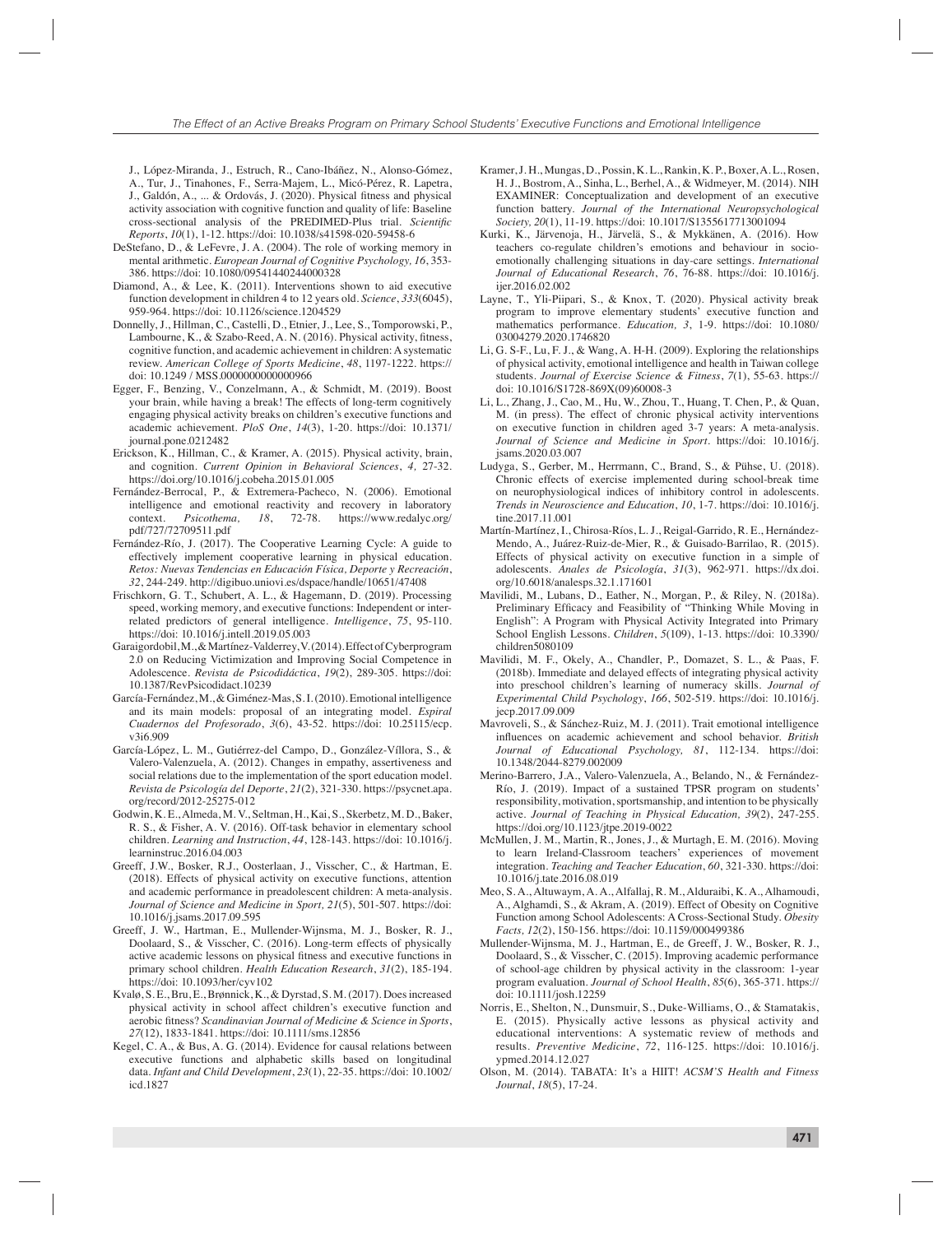J., López-Miranda, J., Estruch, R., Cano-Ibáñez, N., Alonso-Gómez, A., Tur, J., Tinahones, F., Serra-Majem, L., Micó-Pérez, R. Lapetra, J., Galdón, A., ... & Ordovás, J. (2020). Physical fitness and physical activity association with cognitive function and quality of life: Baseline cross-sectional analysis of the PREDIMED-Plus trial. *Scientific Reports*, *10*(1), 1-12. https://doi: 10.1038/s41598-020-59458-6

DeStefano, D., & LeFevre, J. A. (2004). The role of working memory in mental arithmetic. *European Journal of Cognitive Psychology, 16*, 353-386. https://doi: 10.1080/09541440244000328

Diamond, A., & Lee, K. (2011). Interventions shown to aid executive function development in children 4 to 12 years old. *Science*, *333*(6045), 959-964. https://doi: 10.1126/science.1204529

Donnelly, J., Hillman, C., Castelli, D., Etnier, J., Lee, S., Tomporowski, P., Lambourne, K., & Szabo-Reed, A. N. (2016). Physical activity, fitness, cognitive function, and academic achievement in children: A systematic review. *American College of Sports Medicine*, *48*, 1197-1222. https://doi: 10.1249 / MSS.0000000000000966

Egger, F., Benzing, V., Conzelmann, A., & Schmidt, M. (2019). Boost your brain, while having a break! The effects of long-term cognitively engaging physical activity breaks on children's executive functions and academic achievement. *PloS One*, *14*(3), 1-20. https://doi: 10.1371/journal.pone.0212482

Erickson, K., Hillman, C., & Kramer, A. (2015). Physical activity, brain, and cognition. *Current Opinion in Behavioral Sciences*, *4,* 27-32. https://doi.org/10.1016/j.cobeha.2015.01.005

Fernández-Berrocal, P., & Extremera-Pacheco, N. (2006). Emotional intelligence and emotional reactivity and recovery in laboratory context. *Psicothema, 18*, 72-78. https://www.redalyc.org/pdf/727/72709511.pdf

Fernández-Río, J. (2017). The Cooperative Learning Cycle: A guide to effectively implement cooperative learning in physical education. *Retos: Nuevas Tendencias en Educación Física, Deporte y Recreación*, *32*, 244-249. http://digibuo.uniovi.es/dspace/handle/10651/47408

Frischkorn, G. T., Schubert, A. L., & Hagemann, D. (2019). Processing speed, working memory, and executive functions: Independent or inter-related predictors of general intelligence. *Intelligence*, *75*, 95-110. https://doi: 10.1016/j.intell.2019.05.003

Garaigordobil, M., & Martínez-Valderrey, V. (2014). Effect of Cyberprogram 2.0 on Reducing Victimization and Improving Social Competence in Adolescence. *Revista de Psicodidáctica*, *19*(2), 289-305. https://doi: 10.1387/RevPsicodidact.10239

García-Fernández, M., & Giménez-Mas, S. I. (2010). Emotional intelligence and its main models: proposal of an integrating model. *Espiral Cuadernos del Profesorado*, *3*(6), 43-52. https://doi: 10.25115/ecp.v3i6.909

García-López, L. M., Gutiérrez-del Campo, D., González-Víllora, S., & Valero-Valenzuela, A. (2012). Changes in empathy, assertiveness and social relations due to the implementation of the sport education model. *Revista de Psicología del Deporte*, *21*(2), 321-330. https://psycnet.apa.org/record/2012-25275-012

Godwin, K. E., Almeda, M. V., Seltman, H., Kai, S., Skerbetz, M. D., Baker, R. S., & Fisher, A. V. (2016). Off-task behavior in elementary school children. *Learning and Instruction*, *44*, 128-143. https://doi: 10.1016/j.learninstruc.2016.04.003

Greeff, J.W., Bosker, R.J., Oosterlaan, J., Visscher, C., & Hartman, E. (2018). Effects of physical activity on executive functions, attention and academic performance in preadolescent children: A meta-analysis. *Journal of Science and Medicine in Sport, 21*(5), 501-507. https://doi: 10.1016/j.jsams.2017.09.595

Greeff, J. W., Hartman, E., Mullender-Wijnsma, M. J., Bosker, R. J., Doolaard, S., & Visscher, C. (2016). Long-term effects of physically active academic lessons on physical fitness and executive functions in primary school children. *Health Education Research*, *31*(2), 185-194. https://doi: 10.1093/her/cyv102

Kvalø, S. E., Bru, E., Brønnick, K., & Dyrstad, S. M. (2017). Does increased physical activity in school affect children's executive function and aerobic fitness? *Scandinavian Journal of Medicine & Science in Sports*, *27*(12), 1833-1841. https://doi: 10.1111/sms.12856

Kegel, C. A., & Bus, A. G. (2014). Evidence for causal relations between executive functions and alphabetic skills based on longitudinal data. *Infant and Child Development*, *23*(1), 22-35. https://doi: 10.1002/icd.1827

Kramer, J. H., Mungas, D., Possin, K. L., Rankin, K. P., Boxer, A. L., Rosen, H. J., Bostrom, A., Sinha, L., Berhel, A., & Widmeyer, M. (2014). NIH EXAMINER: Conceptualization and development of an executive function battery. *Journal of the International Neuropsychological Society, 20*(1), 11-19. https://doi: 10.1017/S1355617713001094

Kurki, K., Järvenoja, H., Järvelä, S., & Mykkänen, A. (2016). How teachers co-regulate children's emotions and behaviour in socio-emotionally challenging situations in day-care settings. *International Journal of Educational Research*, *76*, 76-88. https://doi: 10.1016/j.ijer.2016.02.002

Layne, T., Yli-Piipari, S., & Knox, T. (2020). Physical activity break program to improve elementary students' executive function and mathematics performance. *Education, 3*, 1-9. https://doi: 10.1080/03004279.2020.1746820

Li, G. S-F., Lu, F. J., & Wang, A. H-H. (2009). Exploring the relationships of physical activity, emotional intelligence and health in Taiwan college students. *Journal of Exercise Science & Fitness*, *7*(1), 55-63. https://doi: 10.1016/S1728-869X(09)60008-3

Li, L., Zhang, J., Cao, M., Hu, W., Zhou, T., Huang, T. Chen, P., & Quan, M. (in press). The effect of chronic physical activity interventions on executive function in children aged 3-7 years: A meta-analysis. *Journal of Science and Medicine in Sport*. https://doi: 10.1016/j.jsams.2020.03.007

Ludyga, S., Gerber, M., Herrmann, C., Brand, S., & Pühse, U. (2018). Chronic effects of exercise implemented during school-break time on neurophysiological indices of inhibitory control in adolescents. *Trends in Neuroscience and Education*, *10*, 1-7. https://doi: 10.1016/j.tine.2017.11.001

Martín-Martínez, I., Chirosa-Ríos, L. J., Reigal-Garrido, R. E., Hernández-Mendo, A., Juárez-Ruiz-de-Mier, R., & Guisado-Barrilao, R. (2015). Effects of physical activity on executive function in a simple of adolescents. *Anales de Psicología*, *31*(3), 962-971. https://dx.doi.org/10.6018/analesps.32.1.171601

Mavilidi, M., Lubans, D., Eather, N., Morgan, P., & Riley, N. (2018a). Preliminary Efficacy and Feasibility of "Thinking While Moving in English": A Program with Physical Activity Integrated into Primary School English Lessons. *Children*, *5*(109), 1-13. https://doi: 10.3390/children5080109

Mavilidi, M. F., Okely, A., Chandler, P., Domazet, S. L., & Paas, F. (2018b). Immediate and delayed effects of integrating physical activity into preschool children's learning of numeracy skills. *Journal of Experimental Child Psychology*, *166*, 502-519. https://doi: 10.1016/j.jecp.2017.09.009

Mavroveli, S., & Sánchez-Ruiz, M. J. (2011). Trait emotional intelligence influences on academic achievement and school behavior. *British Journal of Educational Psychology, 81*, 112-134. https://doi: 10.1348/2044-8279.002009

Merino-Barrero, J.A., Valero-Valenzuela, A., Belando, N., & Fernández-Río, J. (2019). Impact of a sustained TPSR program on students' responsibility, motivation, sportsmanship, and intention to be physically active. *Journal of Teaching in Physical Education, 39*(2), 247-255. https://doi.org/10.1123/jtpe.2019-0022

McMullen, J. M., Martin, R., Jones, J., & Murtagh, E. M. (2016). Moving to learn Ireland-Classroom teachers' experiences of movement integration. *Teaching and Teacher Education*, *60*, 321-330. https://doi: 10.1016/j.tate.2016.08.019

Meo, S. A., Altuwaym, A. A., Alfallaj, R. M., Alduraibi, K. A., Alhamoudi, A., Alghamdi, S., & Akram, A. (2019). Effect of Obesity on Cognitive Function among School Adolescents: A Cross-Sectional Study. *Obesity Facts, 12*(2), 150-156. https://doi: 10.1159/000499386

Mullender-Wijnsma, M. J., Hartman, E., de Greeff, J. W., Bosker, R. J., Doolaard, S., & Visscher, C. (2015). Improving academic performance of school-age children by physical activity in the classroom: 1-year program evaluation. *Journal of School Health*, *85*(6), 365-371. https://doi: 10.1111/josh.12259

Norris, E., Shelton, N., Dunsmuir, S., Duke-Williams, O., & Stamatakis, E. (2015). Physically active lessons as physical activity and educational interventions: A systematic review of methods and results. *Preventive Medicine*, *72*, 116-125. https://doi: 10.1016/j.ypmed.2014.12.027

Olson, M. (2014). TABATA: It's a HIIT! *ACSM'S Health and Fitness Journal*, *18*(5), 17-24.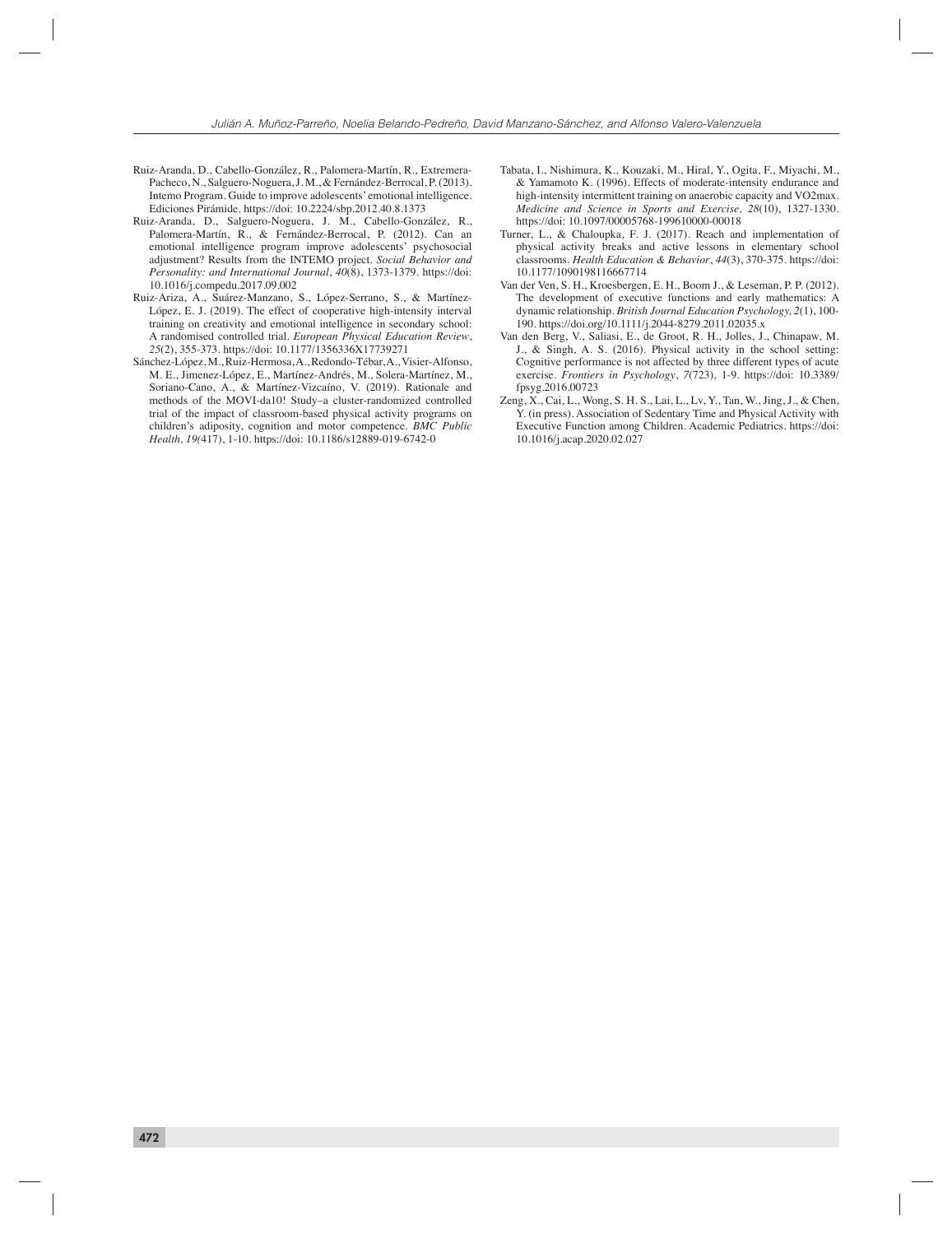Ruiz-Aranda, D., Cabello-González, R., Palomera-Martín, R., Extremera-Pacheco, N., Salguero-Noguera, J. M., & Fernández-Berrocal, P. (2013). Intemo Program. Guide to improve adolescents' emotional intelligence. Ediciones Pirámide. https://doi: 10.2224/sbp.2012.40.8.1373

Ruiz-Aranda, D., Salguero-Noguera, J. M., Cabello-González, R., Palomera-Martín, R., & Fernández-Berrocal, P. (2012). Can an emotional intelligence program improve adolescents' psychosocial adjustment? Results from the INTEMO project. *Social Behavior and Personality: and International Journal*, *40*(8), 1373-1379. https://doi: 10.1016/j.compedu.2017.09.002

Ruiz-Ariza, A., Suárez-Manzano, S., López-Serrano, S., & Martínez-López, E. J. (2019). The effect of cooperative high-intensity interval training on creativity and emotional intelligence in secondary school: A randomised controlled trial. *European Physical Education Review*, *25*(2), 355-373. https://doi: 10.1177/1356336X17739271

Sánchez-López, M., Ruiz-Hermosa, A., Redondo-Tébar, A., Visier-Alfonso, M. E., Jimenez-López, E., Martínez-Andrés, M., Solera-Martínez, M., Soriano-Cano, A., & Martínez-Vizcaíno, V. (2019). Rationale and methods of the MOVI-da10! Study–a cluster-randomized controlled trial of the impact of classroom-based physical activity programs on children's adiposity, cognition and motor competence. *BMC Public Health, 19*(417), 1-10. https://doi: 10.1186/s12889-019-6742-0

Tabata, I., Nishimura, K., Kouzaki, M., Hiral, Y., Ogita, F., Miyachi, M., & Yamamoto K. (1996). Effects of moderate-intensity endurance and high-intensity intermittent training on anaerobic capacity and VO2max. *Medicine and Science in Sports and Exercise, 28*(10), 1327-1330. https://doi: 10.1097/00005768-199610000-00018

Turner, L., & Chaloupka, F. J. (2017). Reach and implementation of physical activity breaks and active lessons in elementary school classrooms. *Health Education & Behavior*, *44*(3), 370-375. https://doi: 10.1177/1090198116667714

Van der Ven, S. H., Kroesbergen, E. H., Boom J., & Leseman, P. P. (2012). The development of executive functions and early mathematics: A dynamic relationship. *British Journal Education Psychology, 2*(1), 100-190. https://doi.org/10.1111/j.2044-8279.2011.02035.x

Van den Berg, V., Saliasi, E., de Groot, R. H., Jolles, J., Chinapaw, M. J., & Singh, A. S. (2016). Physical activity in the school setting: Cognitive performance is not affected by three different types of acute exercise. *Frontiers in Psychology*, *7*(723), 1-9. https://doi: 10.3389/fpsyg.2016.00723

Zeng, X., Cai, L., Wong, S. H. S., Lai, L., Lv, Y., Tan, W., Jing, J., & Chen, Y. (in press). Association of Sedentary Time and Physical Activity with Executive Function among Children. Academic Pediatrics. https://doi: 10.1016/j.acap.2020.02.027